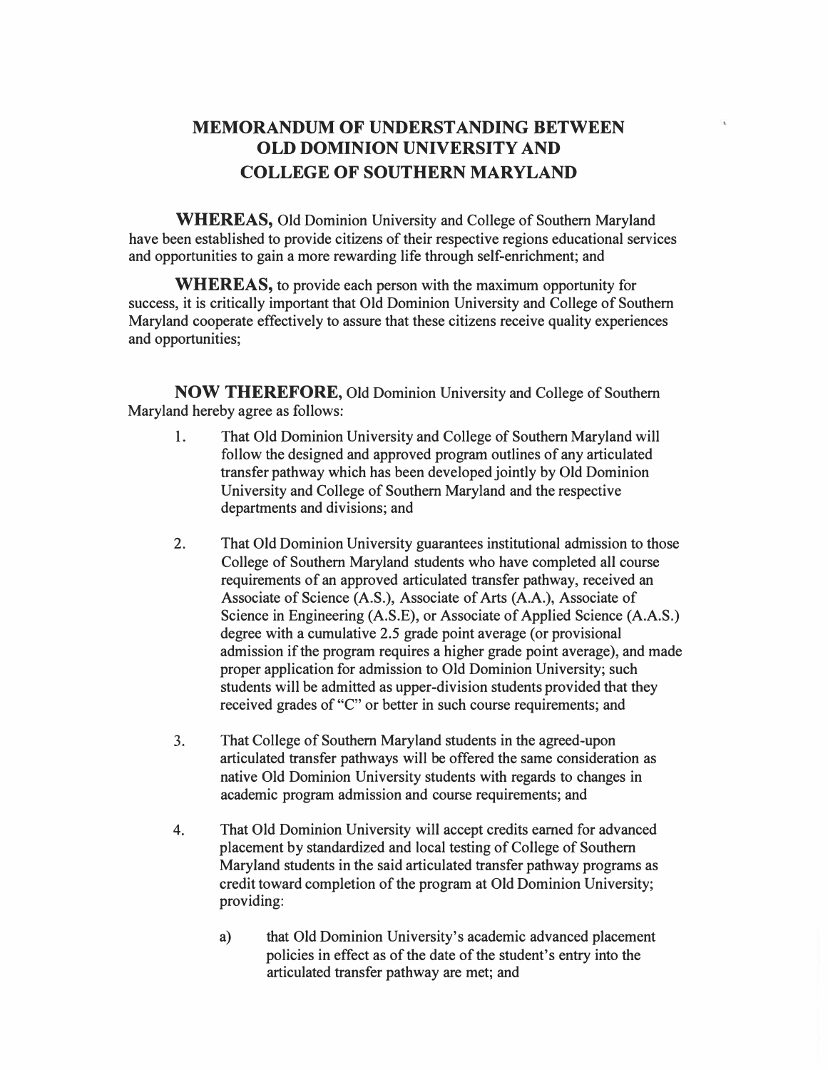# MEMORANDUM OF UNDERSTANDING BETWEEN OLD DOMINION UNIVERSITY AND COLLEGE OF SOUTHERN MARYLAND

**WHEREAS,** Old Dominion University and College of Southern Maryland have been established to provide citizens of their respective regions educational services and opportunities to gain a more rewarding life through self-enrichment; and

**WHEREAS,** to provide each person with the maximum opportunity for success, it is critically important that Old Dominion University and College of Southern Maryland cooperate effectively to assure that these citizens receive quality experiences and opportunities;

**NOW THEREFORE,** Old Dominion University and College of Southern Maryland hereby agree as follows:

1. That Old Dominion University and College of Southern Maryland will follow the designed and approved program outlines of any articulated transfer pathway which has been developed jointly by Old Dominion University and College of Southern Maryland and the respective departments and divisions; and

2. That Old Dominion University guarantees institutional admission to those College of Southern Maryland students who have completed all course requirements of an approved articulated transfer pathway, received an Associate of Science (A.S.), Associate of Arts (A.A.), Associate of Science in Engineering (A.S.E), or Associate of Applied Science (A.A.S.) degree with a cumulative 2.5 grade point average (or provisional admission if the program requires a higher grade point average), and made proper application for admission to Old Dominion University; such students will be admitted as upper-division students provided that they received grades of "C" or better in such course requirements; and

3. That College of Southern Maryland students in the agreed-upon articulated transfer pathways will be offered the same consideration as native Old Dominion University students with regards to changes in academic program admission and course requirements; and

4. That Old Dominion University will accept credits earned for advanced placement by standardized and local testing of College of Southern Maryland students in the said articulated transfer pathway programs as credit toward completion of the program at Old Dominion University; providing:

   a) that Old Dominion University's academic advanced placement policies in effect as of the date of the student's entry into the articulated transfer pathway are met; and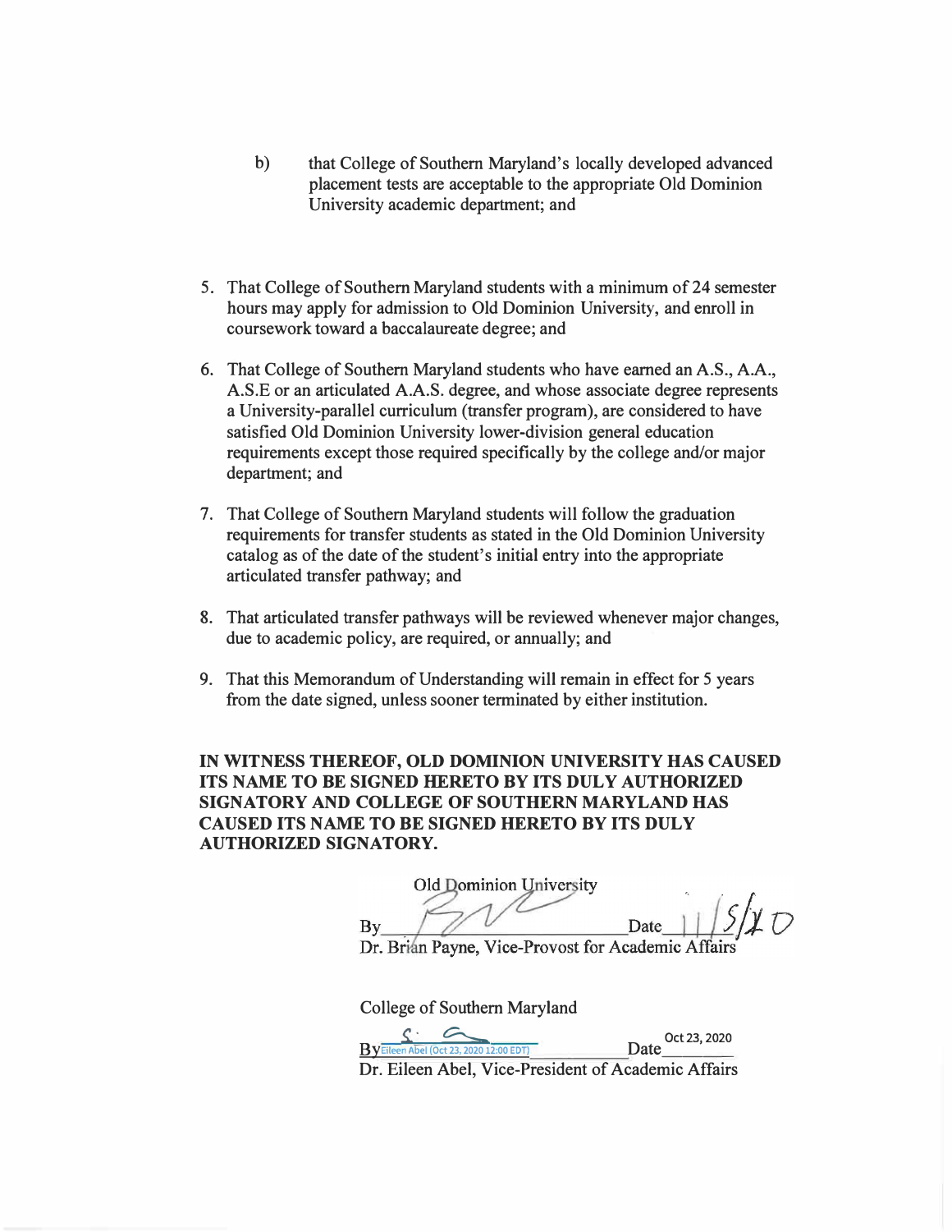b) that College of Southern Maryland's locally developed advanced placement tests are acceptable to the appropriate Old Dominion University academic department; and

5. That College of Southern Maryland students with a minimum of 24 semester hours may apply for admission to Old Dominion University, and enroll in coursework toward a baccalaureate degree; and

6. That College of Southern Maryland students who have earned an A.S., A.A., A.S.E or an articulated A.A.S. degree, and whose associate degree represents a University-parallel curriculum (transfer program), are considered to have satisfied Old Dominion University lower-division general education requirements except those required specifically by the college and/or major department; and

7. That College of Southern Maryland students will follow the graduation requirements for transfer students as stated in the Old Dominion University catalog as of the date of the student's initial entry into the appropriate articulated transfer pathway; and

8. That articulated transfer pathways will be reviewed whenever major changes, due to academic policy, are required, or annually; and

9. That this Memorandum of Understanding will remain in effect for 5 years from the date signed, unless sooner terminated by either institution.

**IN WITNESS THEREOF, OLD DOMINION UNIVERSITY HAS CAUSED ITS NAME TO BE SIGNED HERETO BY ITS DULY AUTHORIZED SIGNATORY AND COLLEGE OF SOUTHERN MARYLAND HAS CAUSED ITS NAME TO BE SIGNED HERETO BY ITS DULY AUTHORIZED SIGNATORY.**

Old Dominion University

By\_\_\_\_\_\_\_\_\_\_\_\_\_\_\_\_\_\_\_\_ Date 11/5/20

Dr. Brian Payne, Vice-Provost for Academic Affairs

College of Southern Maryland

By Eileen Abel (Oct 23, 2020 12:00 EDT) Date Oct 23, 2020

Dr. Eileen Abel, Vice-President of Academic Affairs